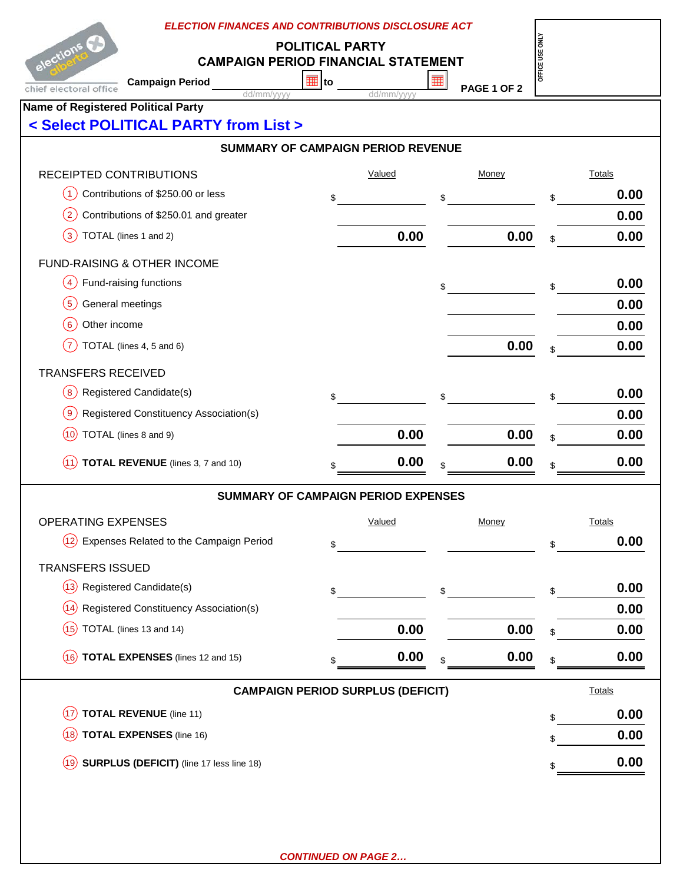*ELECTION FINANCES AND CONTRIBUTIONS DISCLOSURE ACT*

elections alberta
chief electoral office

# POLITICAL PARTY
# CAMPAIGN PERIOD FINANCIAL STATEMENT

Campaign Period ____________ to ____________
dd/mm/yyyy dd/mm/yyyy

OFFICE USE ONLY

**Name of Registered Political Party**

**< Select POLITICAL PARTY from List >**

## SUMMARY OF CAMPAIGN PERIOD REVENUE

| RECEIPTED CONTRIBUTIONS | Valued | Money | Totals |
|---|---|---|---|
| 1 Contributions of $250.00 or less | $ | $ | $ 0.00 |
| 2 Contributions of $250.01 and greater | | | 0.00 |
| 3 TOTAL (lines 1 and 2) | 0.00 | 0.00 | $ 0.00 |
| **FUND-RAISING & OTHER INCOME** | | | |
| 4 Fund-raising functions | | $ | $ 0.00 |
| 5 General meetings | | | 0.00 |
| 6 Other income | | | 0.00 |
| 7 TOTAL (lines 4, 5 and 6) | | 0.00 | $ 0.00 |
| **TRANSFERS RECEIVED** | | | |
| 8 Registered Candidate(s) | $ | $ | $ 0.00 |
| 9 Registered Constituency Association(s) | | | 0.00 |
| 10 TOTAL (lines 8 and 9) | 0.00 | 0.00 | $ 0.00 |
| 11 **TOTAL REVENUE** (lines 3, 7 and 10) | $ 0.00 | $ 0.00 | $ 0.00 |

## SUMMARY OF CAMPAIGN PERIOD EXPENSES

| OPERATING EXPENSES | Valued | Money | Totals |
|---|---|---|---|
| 12 Expenses Related to the Campaign Period | $ | | $ 0.00 |
| **TRANSFERS ISSUED** | | | |
| 13 Registered Candidate(s) | $ | $ | $ 0.00 |
| 14 Registered Constituency Association(s) | | | 0.00 |
| 15 TOTAL (lines 13 and 14) | 0.00 | 0.00 | $ 0.00 |
| 16 **TOTAL EXPENSES** (lines 12 and 15) | $ 0.00 | $ 0.00 | $ 0.00 |

## CAMPAIGN PERIOD SURPLUS (DEFICIT)

| | Totals |
|---|---|
| 17 **TOTAL REVENUE** (line 11) | $ 0.00 |
| 18 **TOTAL EXPENSES** (line 16) | $ 0.00 |
| 19 **SURPLUS (DEFICIT)** (line 17 less line 18) | $ 0.00 |

*CONTINUED ON PAGE 2…*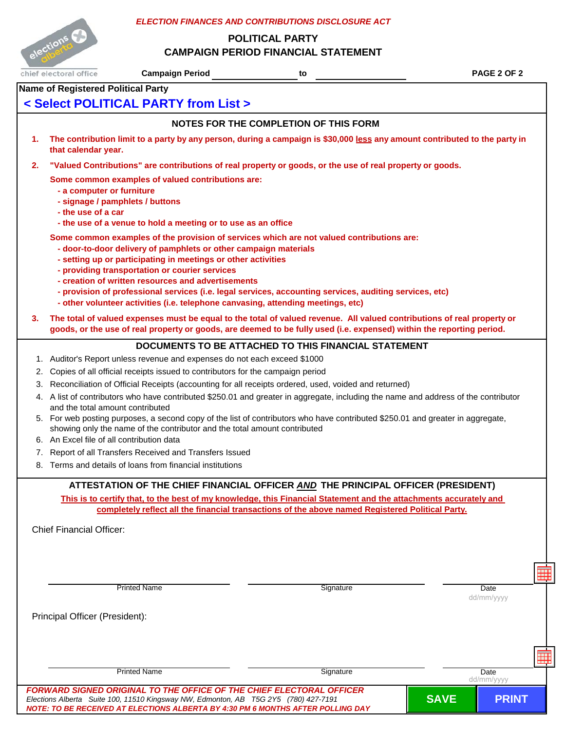*ELECTION FINANCES AND CONTRIBUTIONS DISCLOSURE ACT*

# POLITICAL PARTY CAMPAIGN PERIOD FINANCIAL STATEMENT

chief electoral office

**Campaign Period** ________________ **to** ________________

**Name of Registered Political Party**

**< Select POLITICAL PARTY from List >**

## NOTES FOR THE COMPLETION OF THIS FORM

1. **The contribution limit to a party by any person, during a campaign is $30,000 less any amount contributed to the party in that calendar year.**
2. **"Valued Contributions" are contributions of real property or goods, or the use of real property or goods.**

   **Some common examples of valued contributions are:**
   - **a computer or furniture**
   - **signage / pamphlets / buttons**
   - **the use of a car**
   - **the use of a venue to hold a meeting or to use as an office**

   **Some common examples of the provision of services which are not valued contributions are:**
   - **door-to-door delivery of pamphlets or other campaign materials**
   - **setting up or participating in meetings or other activities**
   - **providing transportation or courier services**
   - **creation of written resources and advertisements**
   - **provision of professional services (i.e. legal services, accounting services, auditing services, etc)**
   - **other volunteer activities (i.e. telephone canvasing, attending meetings, etc)**
3. **The total of valued expenses must be equal to the total of valued revenue. All valued contributions of real property or goods, or the use of real property or goods, are deemed to be fully used (i.e. expensed) within the reporting period.**

## DOCUMENTS TO BE ATTACHED TO THIS FINANCIAL STATEMENT

1. Auditor's Report unless revenue and expenses do not each exceed $1000
2. Copies of all official receipts issued to contributors for the campaign period
3. Reconciliation of Official Receipts (accounting for all receipts ordered, used, voided and returned)
4. A list of contributors who have contributed $250.01 and greater in aggregate, including the name and address of the contributor and the total amount contributed
5. For web posting purposes, a second copy of the list of contributors who have contributed $250.01 and greater in aggregate, showing only the name of the contributor and the total amount contributed
6. An Excel file of all contribution data
7. Report of all Transfers Received and Transfers Issued
8. Terms and details of loans from financial institutions

## ATTESTATION OF THE CHIEF FINANCIAL OFFICER *AND* THE PRINCIPAL OFFICER (PRESIDENT)

**This is to certify that, to the best of my knowledge, this Financial Statement and the attachments accurately and completely reflect all the financial transactions of the above named Registered Political Party.**

Chief Financial Officer:

| Printed Name | Signature | Date (dd/mm/yyyy) |
|---|---|---|
| | | |

Principal Officer (President):

| Printed Name | Signature | Date (dd/mm/yyyy) |
|---|---|---|
| | | |

***FORWARD SIGNED ORIGINAL TO THE OFFICE OF THE CHIEF ELECTORAL OFFICER***

*Elections Alberta Suite 100, 11510 Kingsway NW, Edmonton, AB T5G 2Y5 (780) 427-7191*

***NOTE: TO BE RECEIVED AT ELECTIONS ALBERTA BY 4:30 PM 6 MONTHS AFTER POLLING DAY***

SAVE | PRINT